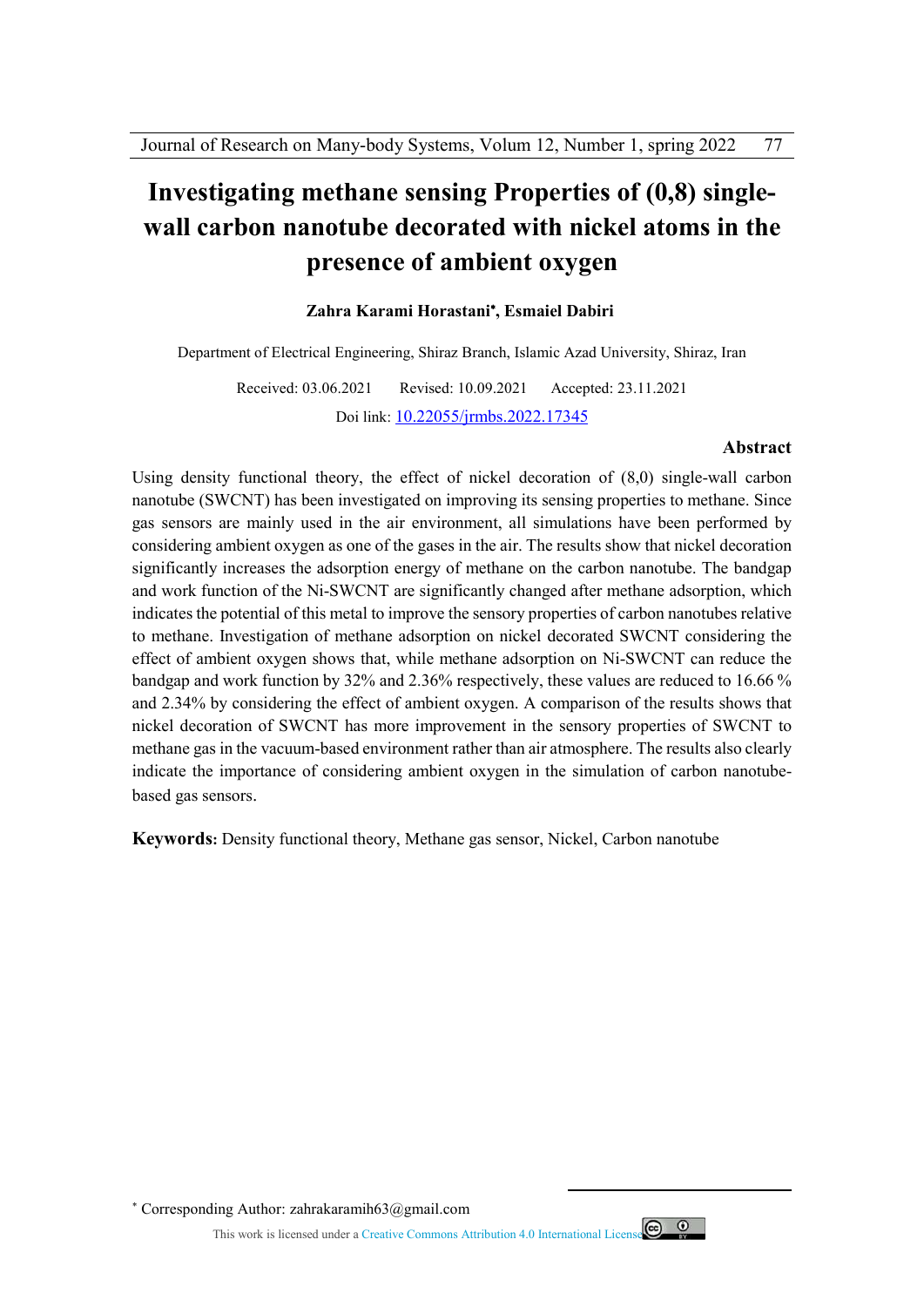# Investigating methane sensing Properties of (0,8) single-wall carbon nanotube decorated with nickel atoms in the presence of ambient oxygen

**Zahra Karami Horastani*, Esmaiel Dabiri**

Department of Electrical Engineering, Shiraz Branch, Islamic Azad University, Shiraz, Iran

Received: 03.06.2021 Revised: 10.09.2021 Accepted: 23.11.2021

Doi link: [10.22055/jrmbs.2022.17345](10.22055/jrmbs.2022.17345)

## Abstract

Using density functional theory, the effect of nickel decoration of (8,0) single-wall carbon nanotube (SWCNT) has been investigated on improving its sensing properties to methane. Since gas sensors are mainly used in the air environment, all simulations have been performed by considering ambient oxygen as one of the gases in the air. The results show that nickel decoration significantly increases the adsorption energy of methane on the carbon nanotube. The bandgap and work function of the Ni-SWCNT are significantly changed after methane adsorption, which indicates the potential of this metal to improve the sensory properties of carbon nanotubes relative to methane. Investigation of methane adsorption on nickel decorated SWCNT considering the effect of ambient oxygen shows that, while methane adsorption on Ni-SWCNT can reduce the bandgap and work function by 32% and 2.36% respectively, these values are reduced to 16.66 % and 2.34% by considering the effect of ambient oxygen. A comparison of the results shows that nickel decoration of SWCNT has more improvement in the sensory properties of SWCNT to methane gas in the vacuum-based environment rather than air atmosphere. The results also clearly indicate the importance of considering ambient oxygen in the simulation of carbon nanotube-based gas sensors.

**Keywords:** Density functional theory, Methane gas sensor, Nickel, Carbon nanotube

* Corresponding Author: zahrakaramih63@gmail.com

This work is licensed under a Creative Commons Attribution 4.0 International License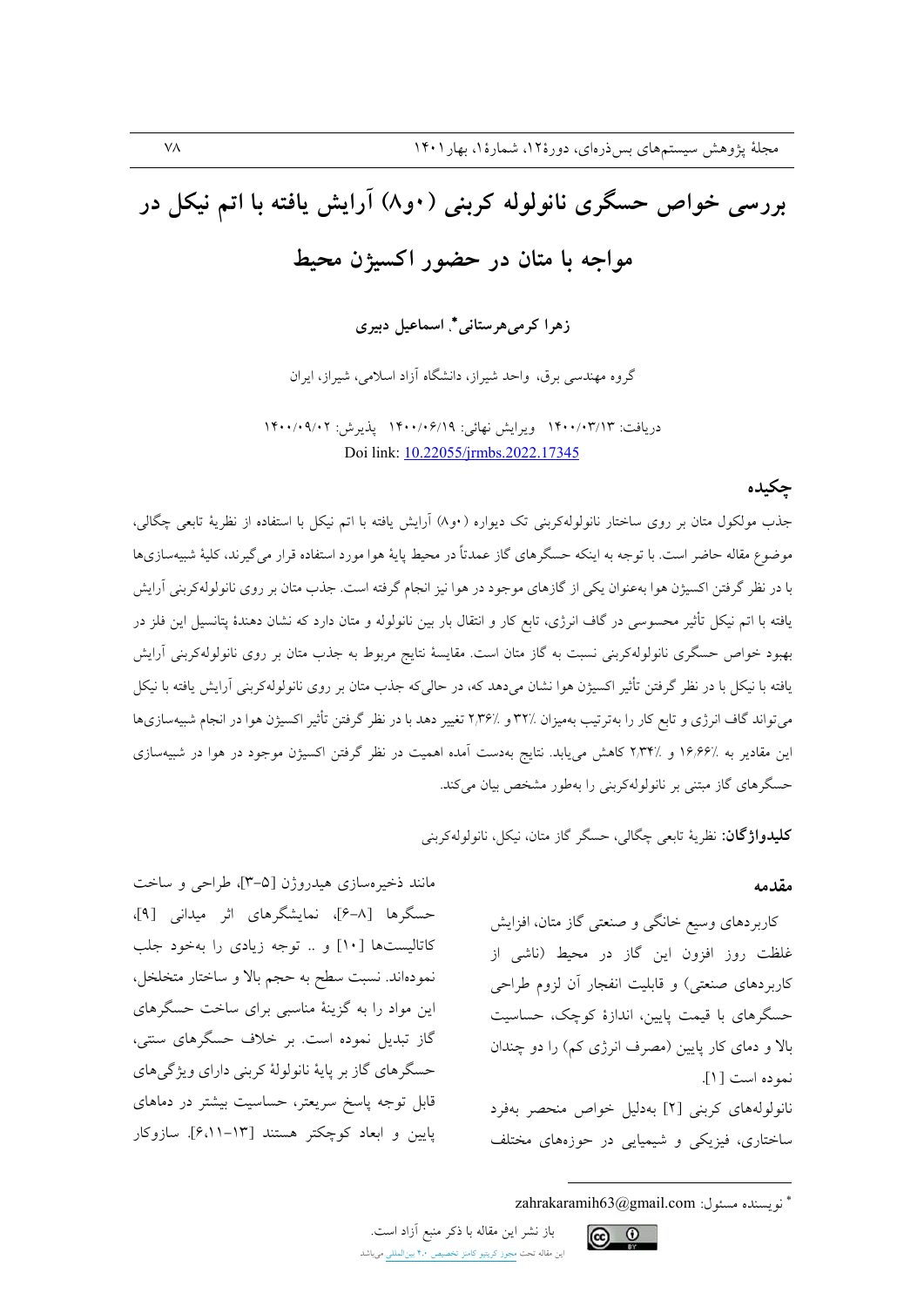# بررسی خواص حسگری نانولوله کربنی (۰و۸) آرایش یافته با اتم نیکل در مواجه با متان در حضور اکسیژن محیط

**زهرا کرمی‌هرستانی\*، اسماعیل دبیری**

گروه مهندسی برق، واحد شیراز، دانشگاه آزاد اسلامی، شیراز، ایران

دریافت: ۱۴۰۰/۰۳/۱۳ ویرایش نهائی: ۱۴۰۰/۰۶/۱۹ پذیرش: ۱۴۰۰/۰۹/۰۲

Doi link: 10.22055/jrmbs.2022.17345

## چکیده

جذب مولکول متان بر روی ساختار نانولوله‌کربنی تک دیواره (۰و۸) آرایش یافته با اتم نیکل با استفاده از نظریهٔ تابعی چگالی، موضوع مقاله حاضر است. با توجه به اینکه حسگرهای گاز عمدتاً در محیط پایهٔ هوا مورد استفاده قرار می‌گیرند، کلیهٔ شبیه‌سازی‌ها با در نظر گرفتن اکسیژن هوا به‌عنوان یکی از گازهای موجود در هوا نیز انجام گرفته است. جذب متان بر روی نانولوله‌کربنی آرایش یافته با اتم نیکل تأثیر محسوسی در گاف انرژی، تابع کار و انتقال بار بین نانولوله و متان دارد که نشان دهندهٔ پتانسیل این فلز در بهبود خواص حسگری نانولوله‌کربنی نسبت به گاز متان است. مقایسهٔ نتایج مربوط به جذب متان بر روی نانولوله‌کربنی آرایش یافته با نیکل با در نظر گرفتن تأثیر اکسیژن هوا نشان می‌دهد که، در حالی‌که جذب متان بر روی نانولوله‌کربنی آرایش یافته با نیکل می‌تواند گاف انرژی و تابع کار را به‌ترتیب به‌میزان ٪۳۲ و ٪۲/۳۶ تغییر دهد با در نظر گرفتن تأثیر اکسیژن هوا در انجام شبیه‌سازی‌ها این مقادیر به ٪۱۶/۶۶ و ٪۲/۳۴ کاهش می‌یابد. نتایج به‌دست آمده اهمیت در نظر گرفتن اکسیژن موجود در هوا در شبیه‌سازی حسگرهای گاز مبتنی بر نانولوله‌کربنی را به‌طور مشخص بیان می‌کند.

**کلیدواژگان:** نظریهٔ تابعی چگالی، حسگر گاز متان، نیکل، نانولوله‌کربنی

## مقدمه

کاربردهای وسیع خانگی و صنعتی گاز متان، افزایش غلظت روز افزون این گاز در محیط (ناشی از کاربردهای صنعتی) و قابلیت انفجار آن لزوم طراحی حسگرهای با قیمت پایین، اندازهٔ کوچک، حساسیت بالا و دمای کار پایین (مصرف انرژی کم) را دو چندان نموده است [۱].

نانولوله‌های کربنی [۲] به‌دلیل خواص منحصر به‌فرد ساختاری، فیزیکی و شیمیایی در حوزه‌های مختلف مانند ذخیره‌سازی هیدروژن [۳-۵]، طراحی و ساخت حسگرها [۶-۸]، نمایشگرهای اثر میدانی [۹]، کاتالیست‌ها [۱۰] و .. توجه زیادی را به‌خود جلب نموده‌اند. نسبت سطح به حجم بالا و ساختار متخلخل، این مواد را به گزینهٔ مناسبی برای ساخت حسگرهای گاز تبدیل نموده است. بر خلاف حسگرهای سنتی، حسگرهای گاز بر پایهٔ نانولولهٔ کربنی دارای ویژگی‌های قابل توجه پاسخ سریع‌تر، حساسیت بیشتر در دماهای پایین و ابعاد کوچکتر هستند [۶،۱۱-۱۳]. سازوکار

\* نویسنده مسئول: zahrakaramih63@gmail.com

باز نشر این مقاله با ذکر منبع آزاد است.
این مقاله تحت مجوز کریتیو کامنز تخصیص ۴.۰ بین‌المللی می‌باشد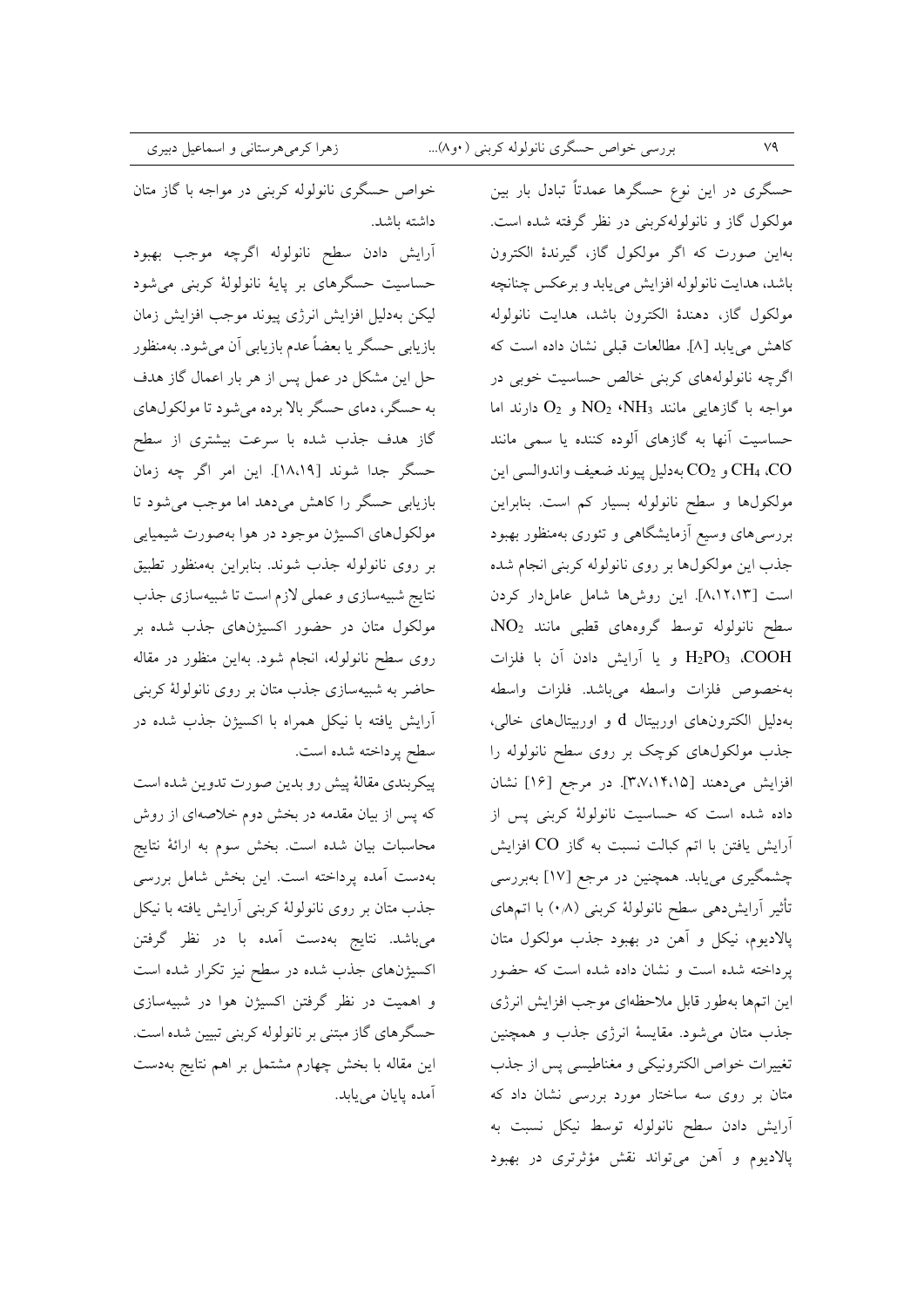حسگری در این نوع حسگرها عمدتاً تبادل بار بین مولکول گاز و نانولوله‌کربنی در نظر گرفته شده است. به‌این صورت که اگر مولکول گاز، گیرندهٔ الکترون باشد، هدایت نانولوله افزایش می‌یابد و برعکس چنانچه مولکول گاز، دهندهٔ الکترون باشد، هدایت نانولوله کاهش می‌یابد [۸]. مطالعات قبلی نشان داده است که اگرچه نانولوله‌های کربنی خالص حساسیت خوبی در مواجه با گازهایی مانند $NH_3$، $NO_2$ و $O_2$ دارند اما حساسیت آنها به گازهای آلوده کننده یا سمی مانند $CO$، $CH_4$ و $CO_2$ به‌دلیل پیوند ضعیف واندوالسی این مولکول‌ها و سطح نانولوله بسیار کم است. بنابراین بررسی‌های وسیع آزمایشگاهی و تئوری به‌منظور بهبود جذب این مولکول‌ها بر روی نانولوله کربنی انجام شده است [۸،۱۲،۱۳]. این روش‌ها شامل عامل‌دار کردن سطح نانولوله توسط گروه‌های قطبی مانند $NO_2$، $COOH$، $H_2PO_3$ و یا آرایش دادن آن با فلزات به‌خصوص فلزات واسطه می‌باشد. فلزات واسطه به‌دلیل الکترون‌های اوربیتال d و اوربیتال‌های خالی، جذب مولکول‌های کوچک بر روی سطح نانولوله را افزایش می‌دهند [۳،۷،۱۴،۱۵]. در مرجع [۱۶] نشان داده شده است که حساسیت نانولولهٔ کربنی پس از آرایش یافتن با اتم کبالت نسبت به گاز $CO$ افزایش چشمگیری می‌یابد. همچنین در مرجع [۱۷] به‌بررسی تأثیر آرایش‌دهی سطح نانولولهٔ کربنی (۰،۸) با اتم‌های پالادیوم، نیکل و آهن در بهبود جذب مولکول متان پرداخته شده است و نشان داده شده است که حضور این اتم‌ها به‌طور قابل ملاحظه‌ای موجب افزایش انرژی جذب متان می‌شود. مقایسهٔ انرژی جذب و همچنین تغییرات خواص الکترونیکی و مغناطیسی پس از جذب متان بر روی سه ساختار مورد بررسی نشان داد که آرایش دادن سطح نانولوله توسط نیکل نسبت به پالادیوم و آهن می‌تواند نقش مؤثرتری در بهبود خواص حسگری نانولوله کربنی در مواجه با گاز متان داشته باشد.

آرایش دادن سطح نانولوله اگرچه موجب بهبود حساسیت حسگرهای بر پایهٔ نانولولهٔ کربنی می‌شود لیکن به‌دلیل افزایش انرژی پیوند موجب افزایش زمان بازیابی حسگر یا بعضاً عدم بازیابی آن می‌شود. به‌منظور حل این مشکل در عمل پس از هر بار اعمال گاز هدف به حسگر، دمای حسگر بالا برده می‌شود تا مولکول‌های گاز هدف جذب شده با سرعت بیشتری از سطح حسگر جدا شوند [۱۸،۱۹]. این امر اگر چه زمان بازیابی حسگر را کاهش می‌دهد اما موجب می‌شود تا مولکول‌های اکسیژن موجود در هوا به‌صورت شیمیایی بر روی نانولوله جذب شوند. بنابراین به‌منظور تطبیق نتایج شبیه‌سازی و عملی لازم است تا شبیه‌سازی جذب مولکول متان در حضور اکسیژن‌های جذب شده بر روی سطح نانولوله، انجام شود. به‌این منظور در مقاله حاضر به شبیه‌سازی جذب متان بر روی نانولولهٔ کربنی آرایش یافته با نیکل همراه با اکسیژن جذب شده در سطح پرداخته شده است.

پیکربندی مقالهٔ پیش رو بدین صورت تدوین شده است که پس از بیان مقدمه در بخش دوم خلاصه‌ای از روش محاسبات بیان شده است. بخش سوم به ارائهٔ نتایج به‌دست آمده پرداخته است. این بخش شامل بررسی جذب متان بر روی نانولولهٔ کربنی آرایش یافته با نیکل می‌باشد. نتایج به‌دست آمده با در نظر گرفتن اکسیژن‌های جذب شده در سطح نیز تکرار شده است و اهمیت در نظر گرفتن اکسیژن هوا در شبیه‌سازی حسگرهای گاز مبتنی بر نانولوله کربنی تبیین شده است. این مقاله با بخش چهارم مشتمل بر اهم نتایج به‌دست آمده پایان می‌یابد.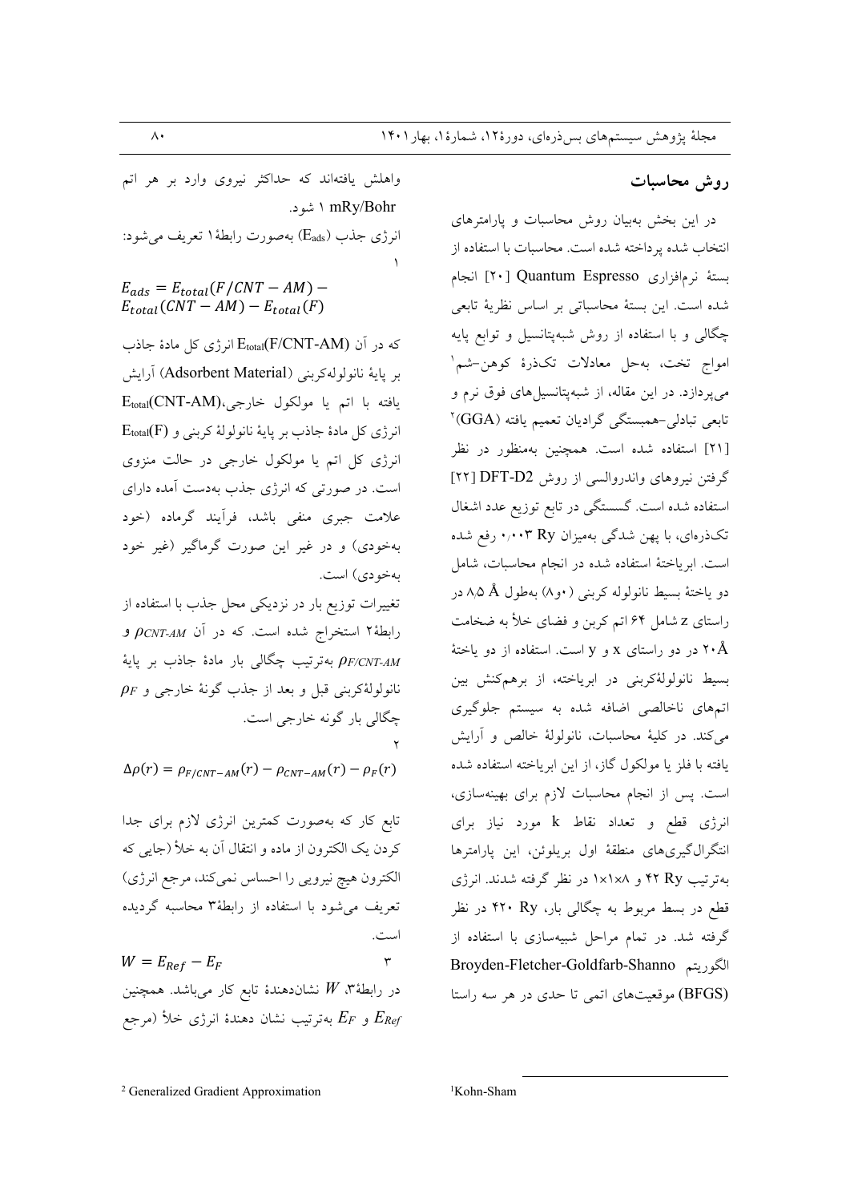## روش محاسبات

در این بخش به‌بیان روش محاسبات و پارامترهای انتخاب شده پرداخته شده است. محاسبات با استفاده از بستهٔ نرم‌افزاری Quantum Espresso [۲۰] انجام شده است. این بستهٔ محاسباتی بر اساس نظریهٔ تابعی چگالی و با استفاده از روش شبه‌پتانسیل و توابع پایه امواج تخت، به‌حل معادلات تک‌ذرهٔ کوهن–شم[1] می‌پردازد. در این مقاله، از شبه‌پتانسیل‌های فوق نرم و تابعی تبادلی–همبستگی گرادیان تعمیم یافته (GGA)[2] [۲۱] استفاده شده است. همچنین به‌منظور در نظر گرفتن نیروهای واندروالسی از روش DFT-D2 [۲۲] استفاده شده است. گسستگی در تابع توزیع عدد اشغال تک‌ذره‌ای، با پهن شدگی به‌میزان ۰٫۰۰۳ Ry رفع شده است. ابریاختهٔ استفاده شده در انجام محاسبات، شامل دو یاختهٔ بسیط نانولوله کربنی (۰و۸) به‌طول ۸٫۵ Å در راستای z شامل ۶۴ اتم کربن و فضای خلأ به ضخامت ۲۰Å در دو راستای x و y است. استفاده از دو یاختهٔ بسیط نانولوله‌کربنی در ابریاخته، از برهم‌کنش بین اتم‌های ناخالصی اضافه شده به سیستم جلوگیری می‌کند. در کلیهٔ محاسبات، نانولولهٔ خالص و آرایش یافته با فلز یا مولکول گاز، از این ابریاخته استفاده شده است. پس از انجام محاسبات لازم برای بهینه‌سازی، انرژی قطع و تعداد نقاط k مورد نیاز برای انتگرال‌گیری‌های منطقهٔ اول بریلوئن، این پارامترها به‌ترتیب ۴۲ Ry و ۸×۱×۱ در نظر گرفته شدند. انرژی قطع در بسط مربوط به چگالی بار، ۴۲۰ Ry در نظر گرفته شد. در تمام مراحل شبیه‌سازی با استفاده از الگوریتم Broyden-Fletcher-Goldfarb-Shanno (BFGS) موقعیت‌های اتمی تا حدی در هر سه راستا واهلش یافته‌اند که حداکثر نیروی وارد بر هر اتم ۱ mRy/Bohr شود.

انرژی جذب ($E_{ads}$) به‌صورت رابطهٔ ۱ تعریف می‌شود:

$$E_{ads} = E_{total}(F/CNT - AM) - E_{total}(CNT - AM) - E_{total}(F) \quad (1)$$

که در آن $E_{total}(F/CNT\text{-}AM)$ انرژی کل مادهٔ جاذب بر پایهٔ نانولوله‌کربنی (Adsorbent Material) آرایش یافته با اتم یا مولکول خارجی، $E_{total}(CNT\text{-}AM)$ انرژی کل مادهٔ جاذب بر پایهٔ نانولولهٔ کربنی و $E_{total}(F)$ انرژی کل اتم یا مولکول خارجی در حالت منزوی است. در صورتی که انرژی جذب به‌دست آمده دارای علامت جبری منفی باشد، فرآیند گرماده (خود به‌خودی) و در غیر این صورت گرماگیر (غیر خود به‌خودی) است.

تغییرات توزیع بار در نزدیکی محل جذب با استفاده از رابطهٔ۲ استخراج شده است. که در آن $\rho_{CNT\text{-}AM}$ و $\rho_{F/CNT\text{-}AM}$ به‌ترتیب چگالی بار مادهٔ جاذب بر پایهٔ نانولوله‌کربنی قبل و بعد از جذب گونهٔ خارجی و $\rho_F$ چگالی بار گونه خارجی است.

$$\Delta\rho(r) = \rho_{F/CNT-AM}(r) - \rho_{CNT-AM}(r) - \rho_F(r) \quad (2)$$

تابع کار که به‌صورت کمترین انرژی لازم برای جدا کردن یک الکترون از ماده و انتقال آن به خلأ (جایی که الکترون هیچ نیرویی را احساس نمی‌کند، مرجع انرژی) تعریف می‌شود با استفاده از رابطهٔ۳ محاسبه گردیده است.

$$W = E_{Ref} - E_F \quad (3)$$

در رابطهٔ۳، $W$ نشان‌دهندهٔ تابع کار می‌باشد. همچنین $E_{Ref}$ و $E_F$ به‌ترتیب نشان دهندهٔ انرژی خلأ (مرجع

---

[1] Kohn-Sham

[2] Generalized Gradient Approximation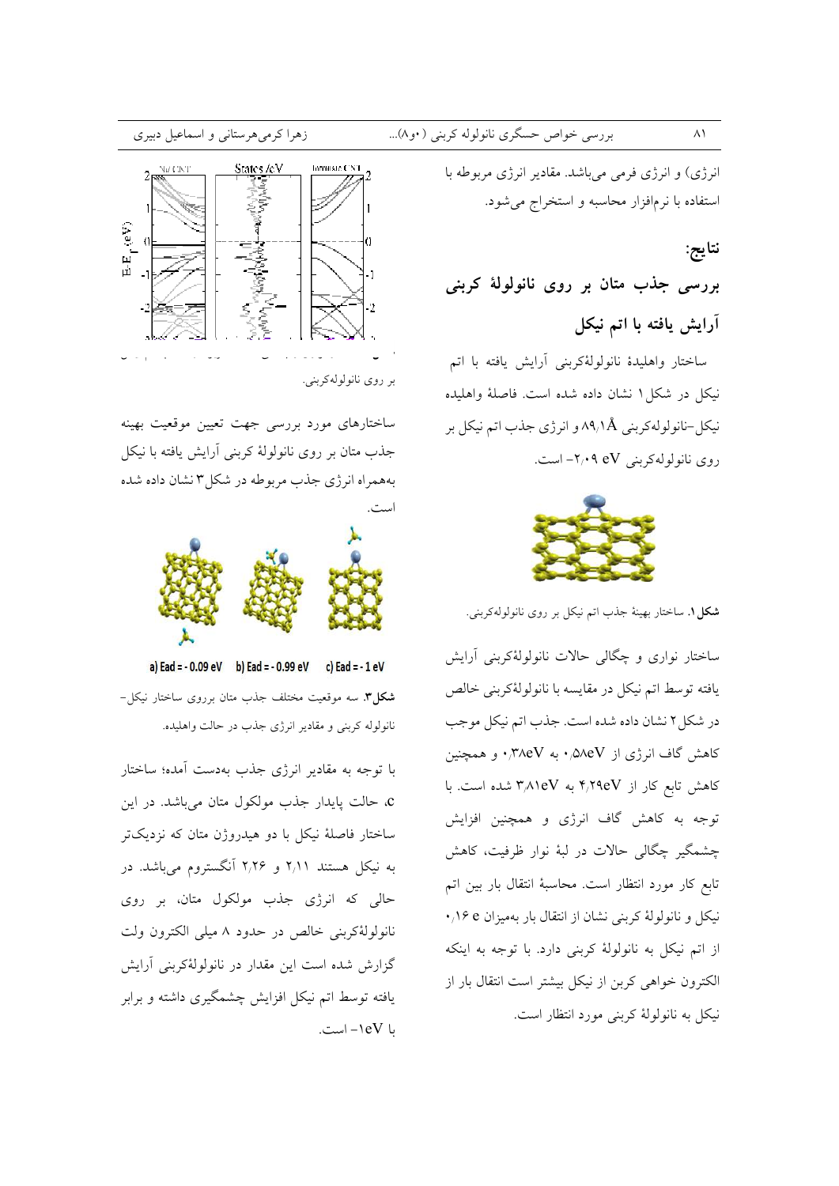انرژی) و انرژی فرمی می‌باشد. مقادیر انرژی مربوطه با استفاده با نرم‌افزار محاسبه و استخراج می‌شود.

## نتایج:

### بررسی جذب متان بر روی نانولولهٔ کربنی آرایش یافته با اتم نیکل

ساختار واهلیدهٔ نانولوله‌کربنی آرایش یافته با اتم نیکل در شکل۱ نشان داده شده است. فاصلهٔ واهلیده نیکل–نانولوله‌کربنی ۸۹٫۱Å و انرژی جذب اتم نیکل بر روی نانولوله‌کربنی ۲٫۰۹ eV- است.

**شکل۱.** ساختار بهینهٔ جذب اتم نیکل بر روی نانولوله‌کربنی.

ساختار نواری و چگالی حالات نانولولهٔ‌کربنی آرایش یافته توسط اتم نیکل در مقایسه با نانولولهٔ‌کربنی خالص در شکل۲ نشان داده شده است. جذب اتم نیکل موجب کاهش گاف انرژی از ۰٫۵۸eV به ۰٫۳۸eV و همچنین کاهش تابع کار از ۴٫۲۹eV به ۳٫۸۱eV شده است. با توجه به کاهش گاف انرژی و همچنین افزایش چشمگیر چگالی حالات در لبهٔ نوار ظرفیت، کاهش تابع کار مورد انتظار است. محاسبهٔ انتقال بار بین اتم نیکل و نانولولهٔ کربنی نشان از انتقال بار به‌میزان ۰٫۱۶ e از اتم نیکل به نانولولهٔ کربنی دارد. با توجه به اینکه الکترون خواهی کربن از نیکل بیشتر است انتقال بار از نیکل به نانولولهٔ کربنی مورد انتظار است.

بر روی نانولوله‌کربنی.

ساختارهای مورد بررسی جهت تعیین موقعیت بهینه جذب متان بر روی نانولولهٔ کربنی آرایش یافته با نیکل به‌همراه انرژی جذب مربوطه در شکل۳ نشان داده شده است.

a) Ead = - 0.09 eV b) Ead = - 0.99 eV c) Ead = - 1 eV

**شکل۳.** سه موقعیت مختلف جذب متان برروی ساختار نیکل–نانولوله کربنی و مقادیر انرژی جذب در حالت واهلیده.

با توجه به مقادیر انرژی جذب به‌دست آمده؛ ساختار c، حالت پایدار جذب مولکول متان می‌باشد. در این ساختار فاصلهٔ نیکل با دو هیدروژن متان که نزدیک‌تر به نیکل هستند ۲٫۱۱ و ۲٫۲۶ آنگستروم می‌باشد. در حالی که انرژی جذب مولکول متان، بر روی نانولولهٔ‌کربنی خالص در حدود ۸ میلی الکترون ولت گزارش شده است این مقدار در نانولولهٔ‌کربنی آرایش یافته توسط اتم نیکل افزایش چشمگیری داشته و برابر با ۱eV- است.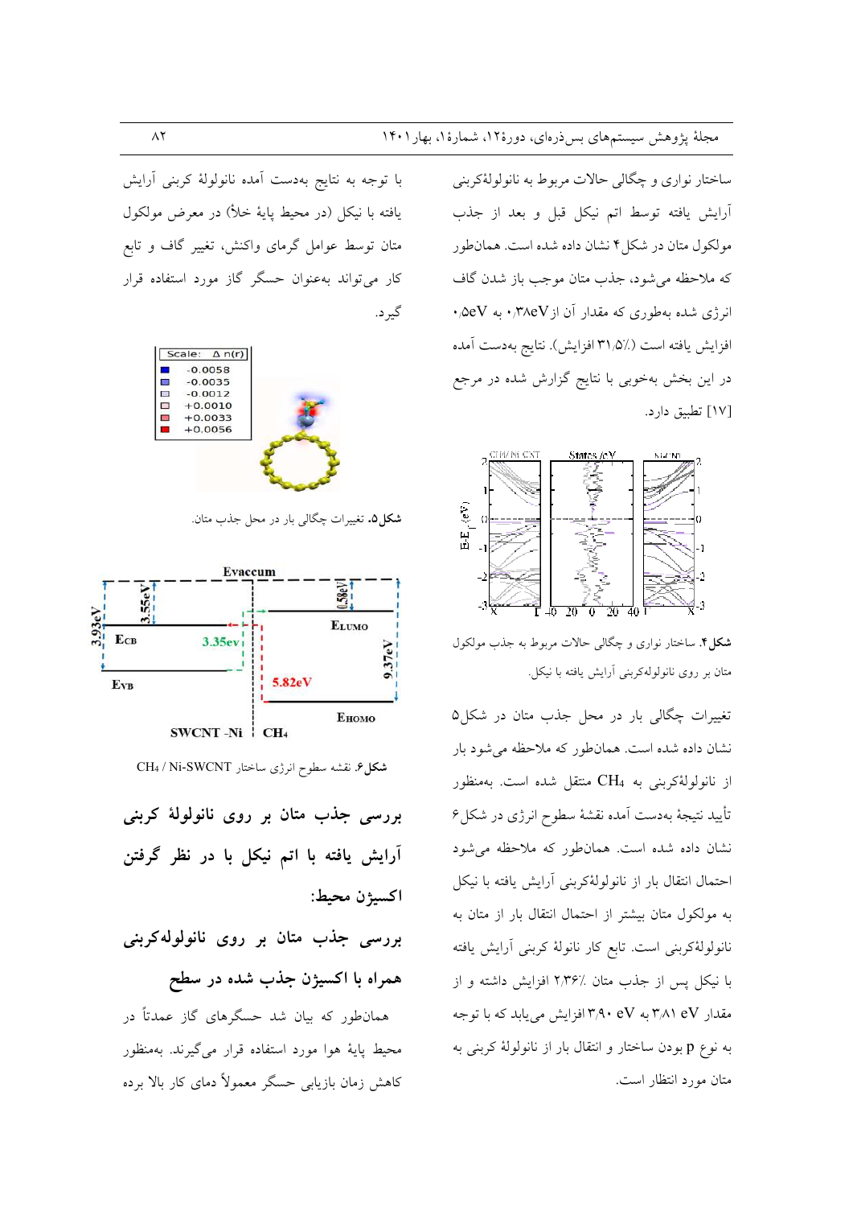ساختار نواری و چگالی حالات مربوط به نانولولهٔ‌کربنی آرایش یافته توسط اتم نیکل قبل و بعد از جذب مولکول متان در شکل۴ نشان داده شده است. همانطور که ملاحظه می‌شود، جذب متان موجب باز شدن گاف انرژی شده به‌طوری که مقدار آن از ۰٫۳۸eV به ۰٫۵eV افزایش یافته است (۳۱٫۵٪ افزایش). نتایج به‌دست آمده در این بخش به‌خوبی با نتایج گزارش شده در مرجع [۱۷] تطبیق دارد.

**شکل۴.** ساختار نواری و چگالی حالات مربوط به جذب مولکول متان بر روی نانولوله‌کربنی آرایش یافته با نیکل.

تغییرات چگالی بار در محل جذب متان در شکل۵ نشان داده شده است. همانطور که ملاحظه می‌شود بار از نانولولهٔ‌کربنی به $CH_4$ منتقل شده است. به‌منظور تأیید نتیجهٔ به‌دست آمده نقشهٔ سطوح انرژی در شکل۶ نشان داده شده است. همانطور که ملاحظه می‌شود احتمال انتقال بار از نانولولهٔ‌کربنی آرایش یافته با نیکل به مولکول متان بیشتر از احتمال انتقال بار از متان به نانولولهٔ‌کربنی است. تابع کار نانولهٔ کربنی آرایش یافته با نیکل پس از جذب متان ٪۲٫۳۶ افزایش داشته و از مقدار ۳٫۸۱ eV به ۳٫۹۰ eV افزایش می‌یابد که با توجه به نوع p بودن ساختار و انتقال بار از نانولولهٔ کربنی به متان مورد انتظار است.

با توجه به نتایج بدست آمده نانولولهٔ کربنی آرایش یافته با نیکل (در محیط پایهٔ خلأ) در معرض مولکول متان توسط عوامل گرمای واکنش، تغییر گاف و تابع کار می‌تواند به‌عنوان حسگر گاز مورد استفاده قرار گیرد.

**شکل۵.** تغییرات چگالی بار در محل جذب متان.

**شکل۶.** نقشه سطوح انرژی ساختار $CH_4$ / Ni-SWCNT

## بررسی جذب متان بر روی نانولولهٔ کربنی آرایش یافته با اتم نیکل با در نظر گرفتن اکسیژن محیط:

### بررسی جذب متان بر روی نانولوله‌کربنی همراه با اکسیژن جذب شده در سطح

همانطور که بیان شد حسگرهای گاز عمدتاً در محیط پایهٔ هوا مورد استفاده قرار می‌گیرند. به‌منظور کاهش زمان بازیابی حسگر معمولاً دمای کار بالا برده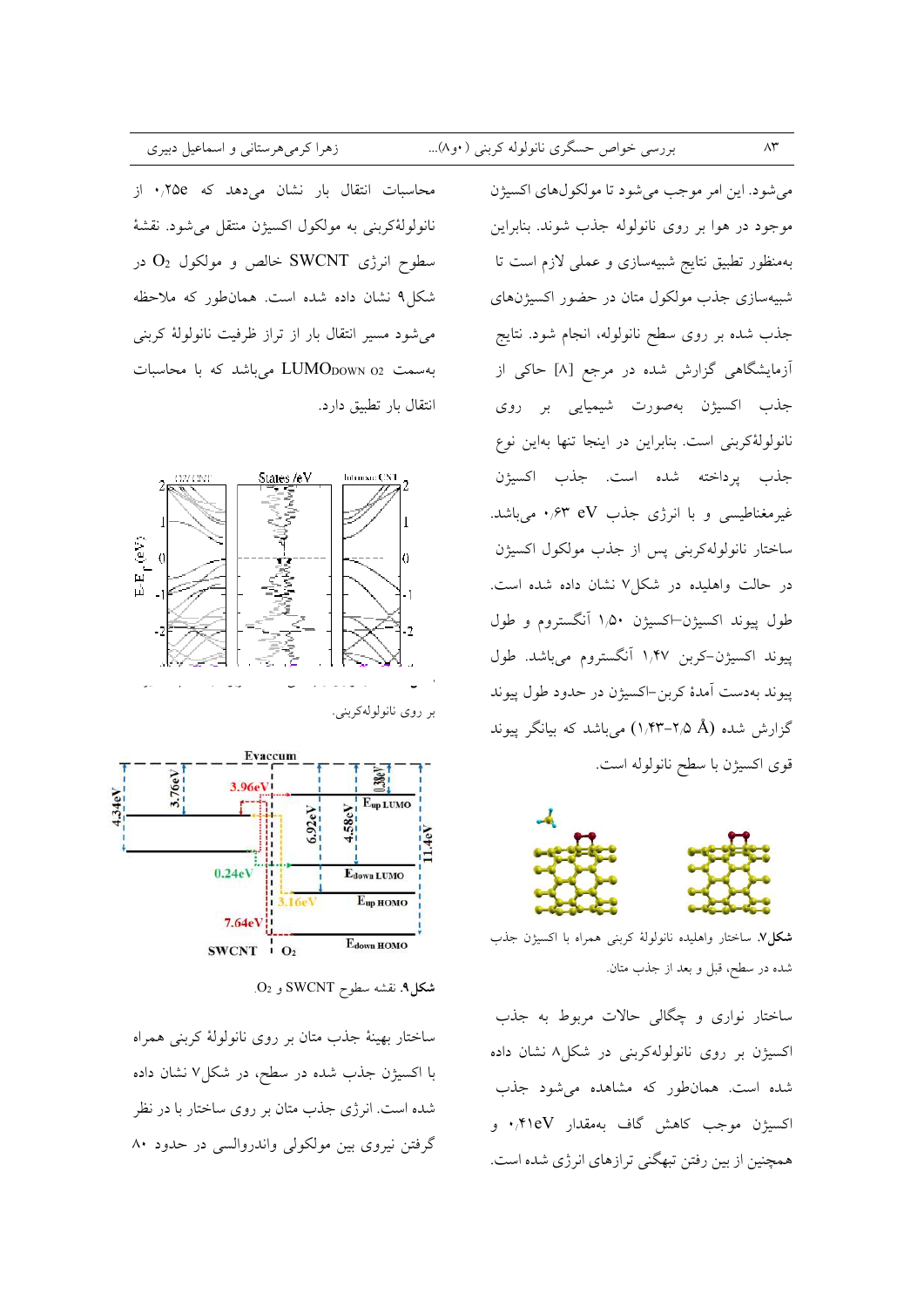می‌شود. این امر موجب می‌شود تا مولکول‌های اکسیژن موجود در هوا بر روی نانولوله جذب شوند. بنابراین به‌منظور تطبیق نتایج شبیه‌سازی و عملی لازم است تا شبیه‌سازی جذب مولکول متان در حضور اکسیژن‌های جذب شده بر روی سطح نانولوله، انجام شود. نتایج آزمایشگاهی گزارش شده در مرجع [۸] حاکی از جذب اکسیژن به‌صورت شیمیایی بر روی نانولوله‌کربنی است. بنابراین در اینجا تنها به‌این نوع جذب پرداخته شده است. جذب اکسیژن غیرمغناطیسی و با انرژی جذب ۰٫۶۳ eV می‌باشد. ساختار نانولوله‌کربنی پس از جذب مولکول اکسیژن در حالت واهلیده در شکل۷ نشان داده شده است. طول پیوند اکسیژن–اکسیژن ۱٫۵۰ آنگستروم و طول پیوند اکسیژن–کربن ۱٫۴۷ آنگستروم می‌باشد. طول پیوند به‌دست آمدهٔ کربن–اکسیژن در حدود طول پیوند گزارش شده (Å ۱٫۴۳–۲٫۵) می‌باشد که بیانگر پیوند قوی اکسیژن با سطح نانولوله است.

**شکل۷.** ساختار واهلیده نانولولهٔ کربنی همراه با اکسیژن جذب شده در سطح، قبل و بعد از جذب متان.

ساختار نواری و چگالی حالات مربوط به جذب اکسیژن بر روی نانولوله‌کربنی در شکل۸ نشان داده شده است. همان‌طور که مشاهده می‌شود جذب اکسیژن موجب کاهش گاف به‌مقدار ۰٫۴۱eV و همچنین از بین رفتن تبهگنی ترازهای انرژی شده است.

محاسبات انتقال بار نشان می‌دهد که ۰٫۲۵e از نانولوله‌کربنی به مولکول اکسیژن منتقل می‌شود. نقشهٔ سطوح انرژی SWCNT خالص و مولکول $O_2$ در شکل۹ نشان داده شده است. همان‌طور که ملاحظه می‌شود مسیر انتقال بار از تراز ظرفیت نانولولهٔ کربنی به‌سمت $LUMO_{DOWN\ O2}$ می‌باشد که با محاسبات انتقال بار تطبیق دارد.

بر روی نانولوله‌کربنی.

**شکل۹.** نقشه سطوح SWCNT و $O_2$.

ساختار بهینهٔ جذب متان بر روی نانولولهٔ کربنی همراه با اکسیژن جذب شده در سطح، در شکل۷ نشان داده شده است. انرژی جذب متان بر روی ساختار با در نظر گرفتن نیروی بین مولکولی واندروالسی در حدود ۸۰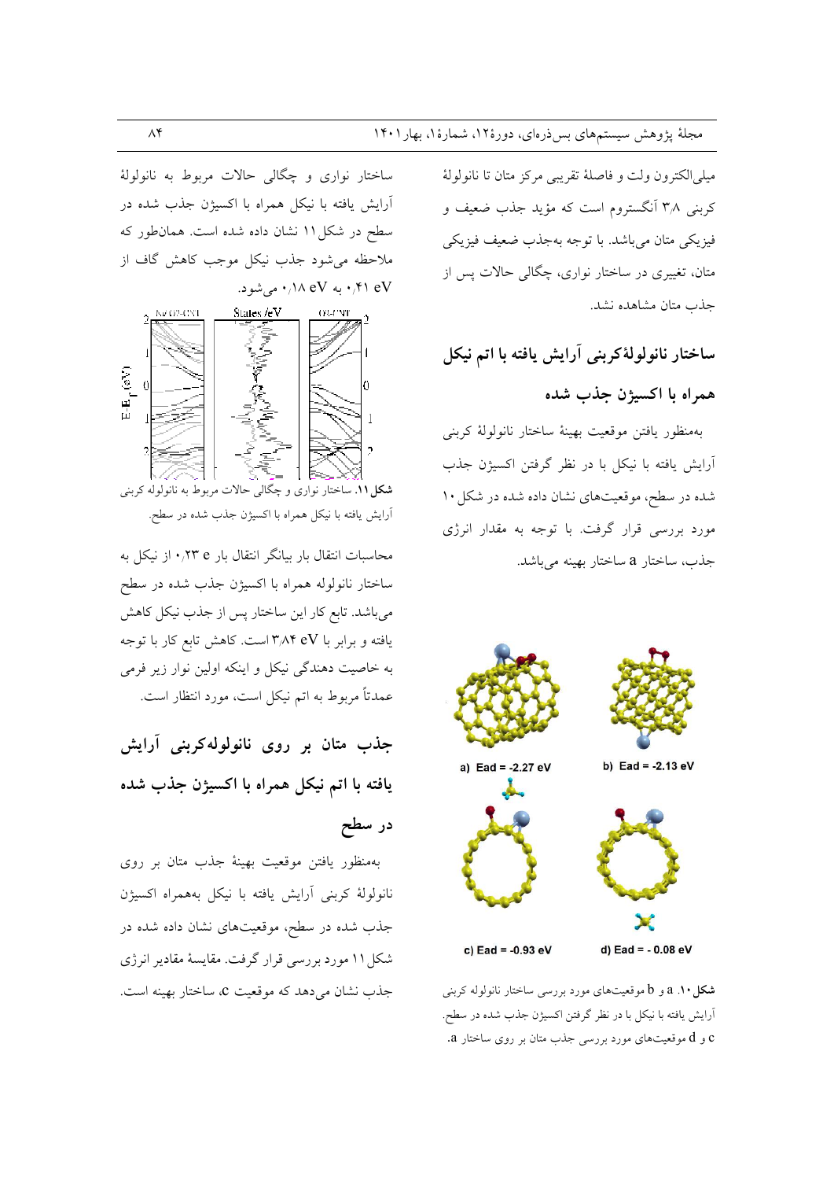میلی‌الکترون ولت و فاصلهٔ تقریبی مرکز متان تا نانولولهٔ کربنی ۳٫۸ آنگستروم است که مؤید جذب ضعیف و فیزیکی متان می‌باشد. با توجه به‌جذب ضعیف فیزیکی متان، تغییری در ساختار نواری، چگالی حالات پس از جذب متان مشاهده نشد.

## ساختار نانولولهٔ‌کربنی آرایش یافته با اتم نیکل همراه با اکسیژن جذب شده

به‌منظور یافتن موقعیت بهینهٔ ساختار نانولولهٔ کربنی آرایش یافته با نیکل با در نظر گرفتن اکسیژن جذب شده در سطح، موقعیت‌های نشان داده شده در شکل ۱۰ مورد بررسی قرار گرفت. با توجه به مقدار انرژی جذب، ساختار a ساختار بهینه می‌باشد.

a) Ead = -2.27 eV

b) Ead = -2.13 eV

c) Ead = -0.93 eV

d) Ead = - 0.08 eV

**شکل ۱۰.** a و b موقعیت‌های مورد بررسی ساختار نانولوله کربنی آرایش یافته با نیکل با در نظر گرفتن اکسیژن جذب شده در سطح. c و d موقعیت‌های مورد بررسی جذب متان بر روی ساختار a.

ساختار نواری و چگالی حالات مربوط به نانولولهٔ آرایش یافته با نیکل همراه با اکسیژن جذب شده در سطح در شکل ۱۱ نشان داده شده است. همان‌طور که ملاحظه می‌شود جذب نیکل موجب کاهش گاف از ۰٫۴۱ eV به ۰٫۱۸ eV می‌شود.

**شکل ۱۱.** ساختار نواری و چگالی حالات مربوط به نانولوله کربنی آرایش یافته با نیکل همراه با اکسیژن جذب شده در سطح.

محاسبات انتقال بار بیانگر انتقال بار ۰٫۲۳ e از نیکل به ساختار نانولوله همراه با اکسیژن جذب شده در سطح می‌باشد. تابع کار این ساختار پس از جذب نیکل کاهش یافته و برابر با ۳٫۸۴ eV است. کاهش تابع کار با توجه به خاصیت دهندگی نیکل و اینکه اولین نوار زیر فرمی عمدتاً مربوط به اتم نیکل است، مورد انتظار است.

## جذب متان بر روی نانولوله‌کربنی آرایش یافته با اتم نیکل همراه با اکسیژن جذب شده در سطح

به‌منظور یافتن موقعیت بهینهٔ جذب متان بر روی نانولولهٔ کربنی آرایش یافته با نیکل به‌همراه اکسیژن جذب شده در سطح، موقعیت‌های نشان داده شده در شکل ۱۱ مورد بررسی قرار گرفت. مقایسهٔ مقادیر انرژی جذب نشان می‌دهد که موقعیت c، ساختار بهینه است.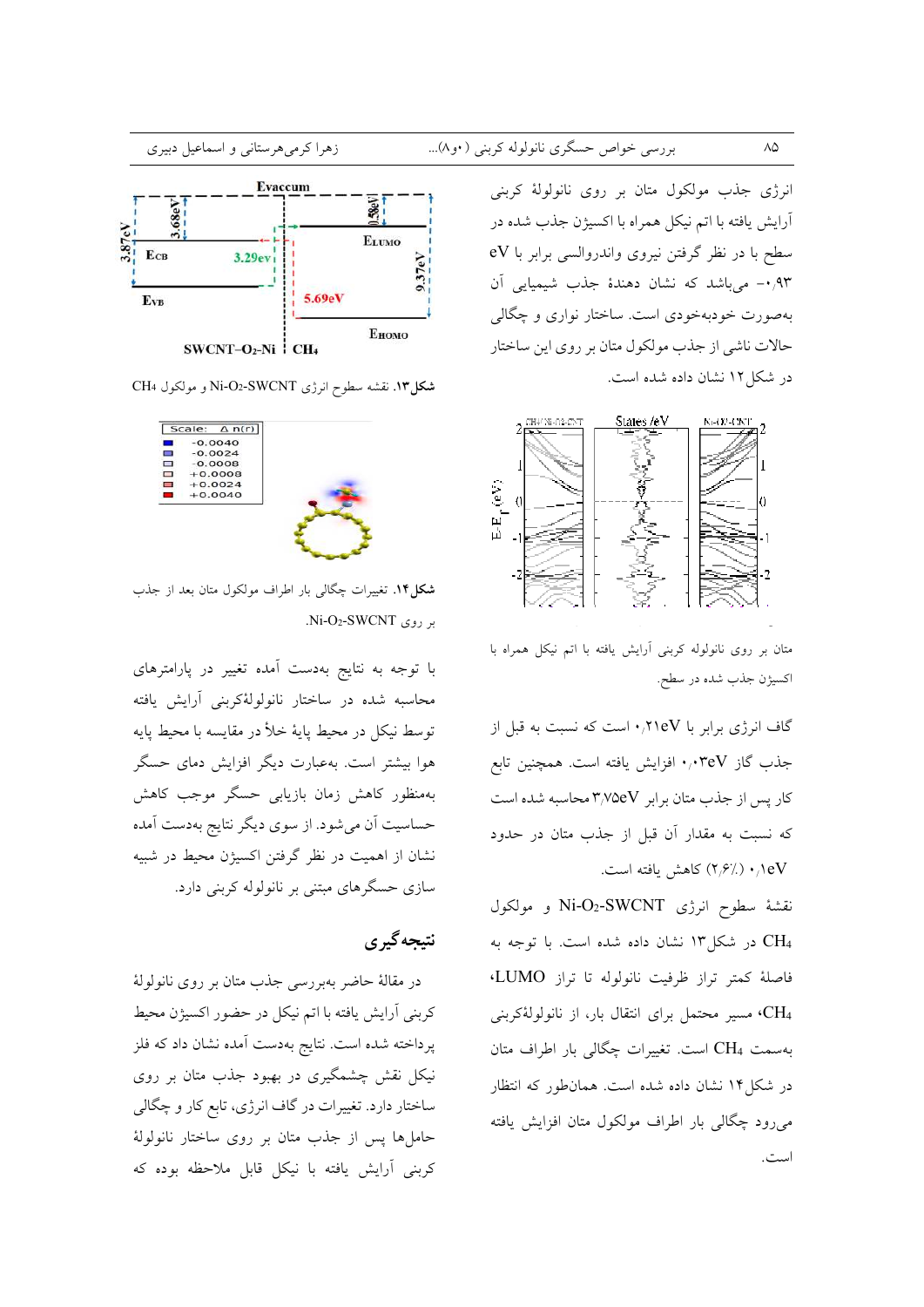انرژی جذب مولکول متان بر روی نانولولهٔ کربنی آرایش یافته با اتم نیکل همراه با اکسیژن جذب شده در سطح با در نظر گرفتن نیروی واندروالسی برابر با eV ۰٫۹۳- می‌باشد که نشان دهندهٔ جذب شیمیایی آن به‌صورت خودبه‌خودی است. ساختار نواری و چگالی حالات ناشی از جذب مولکول متان بر روی این ساختار در شکل ۱۲ نشان داده شده است.

متان بر روی نانولوله کربنی آرایش یافته با اتم نیکل همراه با اکسیژن جذب شده در سطح.

گاف انرژی برابر با ۰٫۲۱eV است که نسبت به قبل از جذب گاز ۰٫۰۳eV افزایش یافته است. همچنین تابع کار پس از جذب متان برابر ۳٫۷۵eV محاسبه شده است که نسبت به مقدار آن قبل از جذب متان در حدود ۰٫۱eV (۲٫۶٪) کاهش یافته است.

نقشهٔ سطوح انرژی Ni-O$_2$-SWCNT و مولکول CH$_4$ در شکل۱۳ نشان داده شده است. با توجه به فاصلهٔ کمتر تراز ظرفیت نانولوله تا تراز LUMO، CH$_4$ مسیر محتمل برای انتقال بار، از نانولوله‌کربنی به‌سمت CH$_4$ است. تغییرات چگالی بار اطراف متان در شکل۱۴ نشان داده شده است. همان‌طور که انتظار می‌رود چگالی بار اطراف مولکول متان افزایش یافته است.

**شکل۱۳.** نقشه سطوح انرژی Ni-O$_2$-SWCNT و مولکول CH$_4$

**شکل۱۴.** تغییرات چگالی بار اطراف مولکول متان بعد از جذب بر روی Ni-O$_2$-SWCNT.

با توجه به نتایج به‌دست آمده تغییر در پارامترهای محاسبه شده در ساختار نانولوله‌کربنی آرایش یافته توسط نیکل در محیط پایهٔ خلأ در مقایسه با محیط پایه هوا بیشتر است. به‌عبارت دیگر افزایش دمای حسگر به‌منظور کاهش زمان بازیابی حسگر موجب کاهش حساسیت آن می‌شود. از سوی دیگر نتایج به‌دست آمده نشان از اهمیت در نظر گرفتن اکسیژن محیط در شبیه سازی حسگرهای مبتنی بر نانولوله کربنی دارد.

## نتیجه‌گیری

در مقالهٔ حاضر به‌بررسی جذب متان بر روی نانولولهٔ کربنی آرایش یافته با اتم نیکل در حضور اکسیژن محیط پرداخته شده است. نتایج به‌دست آمده نشان داد که فلز نیکل نقش چشمگیری در بهبود جذب متان بر روی ساختار دارد. تغییرات در گاف انرژی، تابع کار و چگالی حامل‌ها پس از جذب متان بر روی ساختار نانولولهٔ کربنی آرایش یافته با نیکل قابل ملاحظه بوده که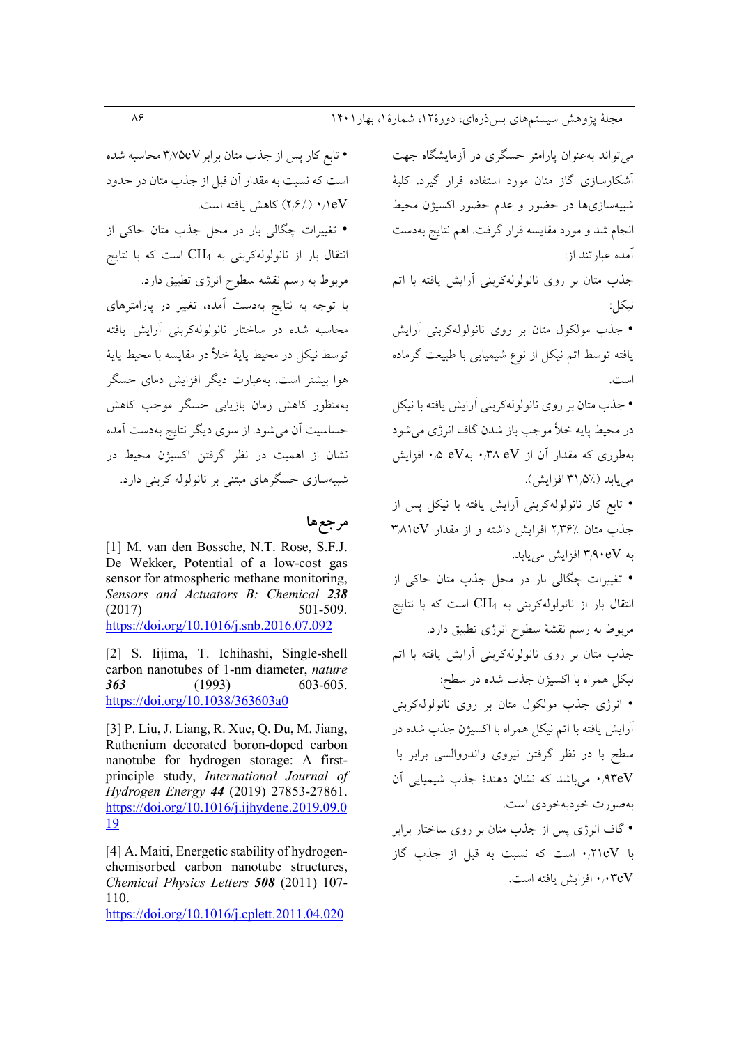می‌تواند به‌عنوان پارامتر حسگری در آزمایشگاه جهت آشکارسازی گاز متان مورد استفاده قرار گیرد. کلیهٔ شبیه‌سازی‌ها در حضور و عدم حضور اکسیژن محیط انجام شد و مورد مقایسه قرار گرفت. اهم نتایج به‌دست آمده عبارتند از:

جذب متان بر روی نانولوله‌کربنی آرایش یافته با اتم نیکل:

- جذب مولکول متان بر روی نانولوله‌کربنی آرایش یافته توسط اتم نیکل از نوع شیمیایی با طبیعت گرماده است.
- جذب متان بر روی نانولوله‌کربنی آرایش یافته با نیکل در محیط پایه خلأ موجب باز شدن گاف انرژی می‌شود به‌طوری که مقدار آن از ۰٫۳۸ eV به‌ ۰٫۵ eV افزایش می‌یابد (٪۳۱٫۵ افزایش).
- تابع کار نانولوله‌کربنی آرایش یافته با نیکل پس از جذب متان ٪۲٫۳۶ افزایش داشته و از مقدار ۳٫۸۱eV به ۳٫۹۰eV افزایش می‌یابد.
- تغییرات چگالی بار در محل جذب متان حاکی از انتقال بار از نانولوله‌کربنی به $CH_4$ است که با نتایج مربوط به رسم نقشهٔ سطوح انرژی تطبیق دارد.

جذب متان بر روی نانولوله‌کربنی آرایش یافته با اتم نیکل همراه با اکسیژن جذب شده در سطح:

- انرژی جذب مولکول متان بر روی نانولوله‌کربنی آرایش یافته با اتم نیکل همراه با اکسیژن جذب شده در سطح با در نظر گرفتن نیروی واندروالسی برابر با ۰٫۹۳eV می‌باشد که نشان دهندهٔ جذب شیمیایی آن به‌صورت خودبه‌خودی است.
- گاف انرژی پس از جذب متان بر روی ساختار برابر با ۰٫۲۱eV است که نسبت به قبل از جذب گاز ۰٫۰۳eV افزایش یافته است.
- تابع کار پس از جذب متان برابر ۳٫۷۵eV محاسبه شده است که نسبت به مقدار آن قبل از جذب متان در حدود ۰٫۱eV (٪۲٫۶) کاهش یافته است.
- تغییرات چگالی بار در محل جذب متان حاکی از انتقال بار از نانولوله‌کربنی به $CH_4$ است که با نتایج مربوط به رسم نقشه سطوح انرژی تطبیق دارد.

با توجه به نتایج به‌دست آمده، تغییر در پارامترهای محاسبه شده در ساختار نانولوله‌کربنی آرایش یافته توسط نیکل در محیط پایهٔ خلأ در مقایسه با محیط پایهٔ هوا بیشتر است. به‌عبارت دیگر افزایش دمای حسگر به‌منظور کاهش زمان بازیابی حسگر موجب کاهش حساسیت آن می‌شود. از سوی دیگر نتایج به‌دست آمده نشان از اهمیت در نظر گرفتن اکسیژن محیط در شبیه‌سازی حسگرهای مبتنی بر نانولوله کربنی دارد.

## مرجع‌ها

[1] M. van den Bossche, N.T. Rose, S.F.J. De Wekker, Potential of a low-cost gas sensor for atmospheric methane monitoring, *Sensors and Actuators B: Chemical* ***238*** (2017) 501-509. https://doi.org/10.1016/j.snb.2016.07.092

[2] S. Iijima, T. Ichihashi, Single-shell carbon nanotubes of 1-nm diameter, *nature* ***363*** (1993) 603-605. https://doi.org/10.1038/363603a0

[3] P. Liu, J. Liang, R. Xue, Q. Du, M. Jiang, Ruthenium decorated boron-doped carbon nanotube for hydrogen storage: A first-principle study, *International Journal of Hydrogen Energy* ***44*** (2019) 27853-27861. https://doi.org/10.1016/j.ijhydene.2019.09.019

[4] A. Maiti, Energetic stability of hydrogen-chemisorbed carbon nanotube structures, *Chemical Physics Letters* ***508*** (2011) 107-110. https://doi.org/10.1016/j.cplett.2011.04.020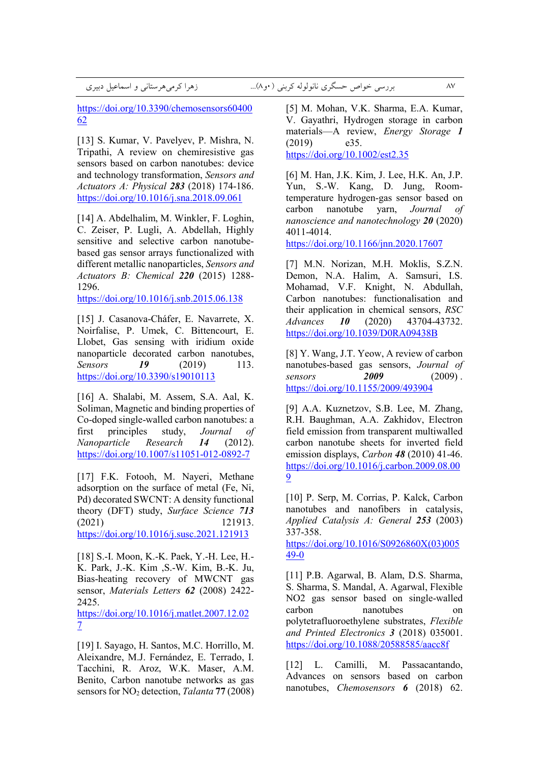[5] M. Mohan, V.K. Sharma, E.A. Kumar, V. Gayathri, Hydrogen storage in carbon materials—A review, *Energy Storage* ***1*** (2019) e35. https://doi.org/10.1002/est2.35

[6] M. Han, J.K. Kim, J. Lee, H.K. An, J.P. Yun, S.-W. Kang, D. Jung, Room-temperature hydrogen-gas sensor based on carbon nanotube yarn, *Journal of nanoscience and nanotechnology* ***20*** (2020) 4011-4014. https://doi.org/10.1166/jnn.2020.17607

[7] M.N. Norizan, M.H. Moklis, S.Z.N. Demon, N.A. Halim, A. Samsuri, I.S. Mohamad, V.F. Knight, N. Abdullah, Carbon nanotubes: functionalisation and their application in chemical sensors, *RSC Advances* ***10*** (2020) 43704-43732. https://doi.org/10.1039/D0RA09438B

[8] Y. Wang, J.T. Yeow, A review of carbon nanotubes-based gas sensors, *Journal of sensors* ***2009*** (2009) . https://doi.org/10.1155/2009/493904

[9] A.A. Kuznetzov, S.B. Lee, M. Zhang, R.H. Baughman, A.A. Zakhidov, Electron field emission from transparent multiwalled carbon nanotube sheets for inverted field emission displays, *Carbon* ***48*** (2010) 41-46. https://doi.org/10.1016/j.carbon.2009.08.009

[10] P. Serp, M. Corrias, P. Kalck, Carbon nanotubes and nanofibers in catalysis, *Applied Catalysis A: General* ***253*** (2003) 337-358. https://doi.org/10.1016/S0926860X(03)00549-0

[11] P.B. Agarwal, B. Alam, D.S. Sharma, S. Sharma, S. Mandal, A. Agarwal, Flexible NO2 gas sensor based on single-walled carbon nanotubes on polytetrafluoroethylene substrates, *Flexible and Printed Electronics* ***3*** (2018) 035001. https://doi.org/10.1088/20588585/aacc8f

[12] L. Camilli, M. Passacantando, Advances on sensors based on carbon nanotubes, *Chemosensors* ***6*** (2018) 62. https://doi.org/10.3390/chemosensors6040062

[13] S. Kumar, V. Pavelyev, P. Mishra, N. Tripathi, A review on chemiresistive gas sensors based on carbon nanotubes: device and technology transformation, *Sensors and Actuators A: Physical* ***283*** (2018) 174-186. https://doi.org/10.1016/j.sna.2018.09.061

[14] A. Abdelhalim, M. Winkler, F. Loghin, C. Zeiser, P. Lugli, A. Abdellah, Highly sensitive and selective carbon nanotube-based gas sensor arrays functionalized with different metallic nanoparticles, *Sensors and Actuators B: Chemical* ***220*** (2015) 1288-1296. https://doi.org/10.1016/j.snb.2015.06.138

[15] J. Casanova-Cháfer, E. Navarrete, X. Noirfalise, P. Umek, C. Bittencourt, E. Llobet, Gas sensing with iridium oxide nanoparticle decorated carbon nanotubes, *Sensors* ***19*** (2019) 113. https://doi.org/10.3390/s19010113

[16] A. Shalabi, M. Assem, S.A. Aal, K. Soliman, Magnetic and binding properties of Co-doped single-walled carbon nanotubes: a first principles study, *Journal of Nanoparticle Research* ***14*** (2012). https://doi.org/10.1007/s11051-012-0892-7

[17] F.K. Fotooh, M. Nayeri, Methane adsorption on the surface of metal (Fe, Ni, Pd) decorated SWCNT: A density functional theory (DFT) study, *Surface Science* ***713*** (2021) 121913. https://doi.org/10.1016/j.susc.2021.121913

[18] S.-I. Moon, K.-K. Paek, Y.-H. Lee, H.-K. Park, J.-K. Kim ,S.-W. Kim, B.-K. Ju, Bias-heating recovery of MWCNT gas sensor, *Materials Letters* ***62*** (2008) 2422-2425. https://doi.org/10.1016/j.matlet.2007.12.027

[19] I. Sayago, H. Santos, M.C. Horrillo, M. Aleixandre, M.J. Fernández, E. Terrado, I. Tacchini, R. Aroz, W.K. Maser, A.M. Benito, Carbon nanotube networks as gas sensors for $NO_2$ detection, *Talanta* **77** (2008)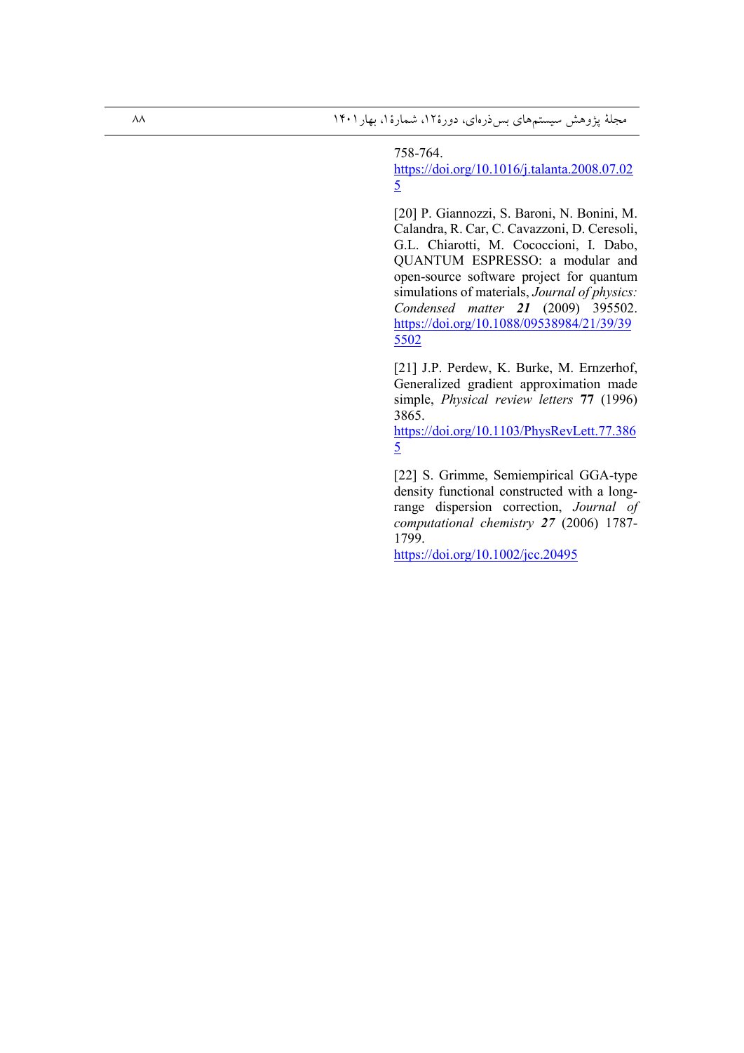758-764.
https://doi.org/10.1016/j.talanta.2008.07.025

[20] P. Giannozzi, S. Baroni, N. Bonini, M. Calandra, R. Car, C. Cavazzoni, D. Ceresoli, G.L. Chiarotti, M. Cococcioni, I. Dabo, QUANTUM ESPRESSO: a modular and open-source software project for quantum simulations of materials, *Journal of physics: Condensed matter* ***21*** (2009) 395502. https://doi.org/10.1088/09538984/21/39/395502

[21] J.P. Perdew, K. Burke, M. Ernzerhof, Generalized gradient approximation made simple, *Physical review letters* **77** (1996) 3865.
https://doi.org/10.1103/PhysRevLett.77.3865

[22] S. Grimme, Semiempirical GGA-type density functional constructed with a long-range dispersion correction, *Journal of computational chemistry* ***27*** (2006) 1787-1799.
https://doi.org/10.1002/jcc.20495